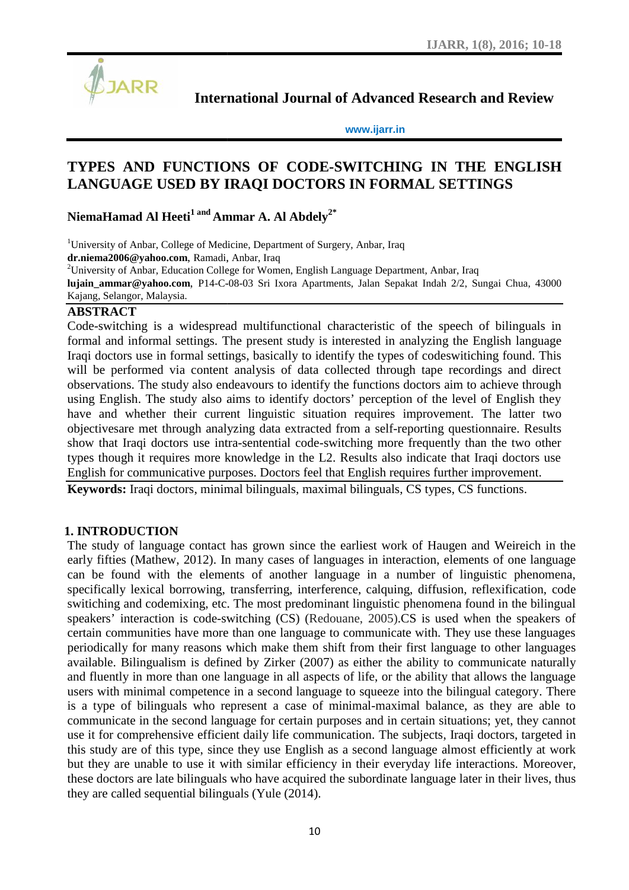# International Journal of Advanced Research and Review

www.ijarr.in

## TYPES AND FUNCTIONS OF CODE-SWITCHING IN THE ENGLISH LANGUAGE USED BY IRAQI DOCTORS IN FORMAL SETTINGS

**NiemaHamad Al Heeti[1] and Ammar A. Al Abdely[2*]**

[1]University of Anbar, College of Medicine, Department of Surgery, Anbar, Iraq
**dr.niema2006@yahoo.com**, Ramadi, Anbar, Iraq
[2]University of Anbar, Education College for Women, English Language Department, Anbar, Iraq
**lujain_ammar@yahoo.com**, P14-C-08-03 Sri Ixora Apartments, Jalan Sepakat Indah 2/2, Sungai Chua, 43000 Kajang, Selangor, Malaysia.

### ABSTRACT

Code-switching is a widespread multifunctional characteristic of the speech of bilinguals in formal and informal settings. The present study is interested in analyzing the English language Iraqi doctors use in formal settings, basically to identify the types of codeswitiching found. This will be performed via content analysis of data collected through tape recordings and direct observations. The study also endeavours to identify the functions doctors aim to achieve through using English. The study also aims to identify doctors' perception of the level of English they have and whether their current linguistic situation requires improvement. The latter two objectivesare met through analyzing data extracted from a self-reporting questionnaire. Results show that Iraqi doctors use intra-sentential code-switching more frequently than the two other types though it requires more knowledge in the L2. Results also indicate that Iraqi doctors use English for communicative purposes. Doctors feel that English requires further improvement.

**Keywords:** Iraqi doctors, minimal bilinguals, maximal bilinguals, CS types, CS functions.

### 1. INTRODUCTION

The study of language contact has grown since the earliest work of Haugen and Weireich in the early fifties (Mathew, 2012). In many cases of languages in interaction, elements of one language can be found with the elements of another language in a number of linguistic phenomena, specifically lexical borrowing, transferring, interference, calquing, diffusion, reflexification, code switiching and codemixing, etc. The most predominant linguistic phenomena found in the bilingual speakers' interaction is code-switching (CS) (Redouane, 2005).CS is used when the speakers of certain communities have more than one language to communicate with. They use these languages periodically for many reasons which make them shift from their first language to other languages available. Bilingualism is defined by Zirker (2007) as either the ability to communicate naturally and fluently in more than one language in all aspects of life, or the ability that allows the language users with minimal competence in a second language to squeeze into the bilingual category. There is a type of bilinguals who represent a case of minimal-maximal balance, as they are able to communicate in the second language for certain purposes and in certain situations; yet, they cannot use it for comprehensive efficient daily life communication. The subjects, Iraqi doctors, targeted in this study are of this type, since they use English as a second language almost efficiently at work but they are unable to use it with similar efficiency in their everyday life interactions. Moreover, these doctors are late bilinguals who have acquired the subordinate language later in their lives, thus they are called sequential bilinguals (Yule (2014).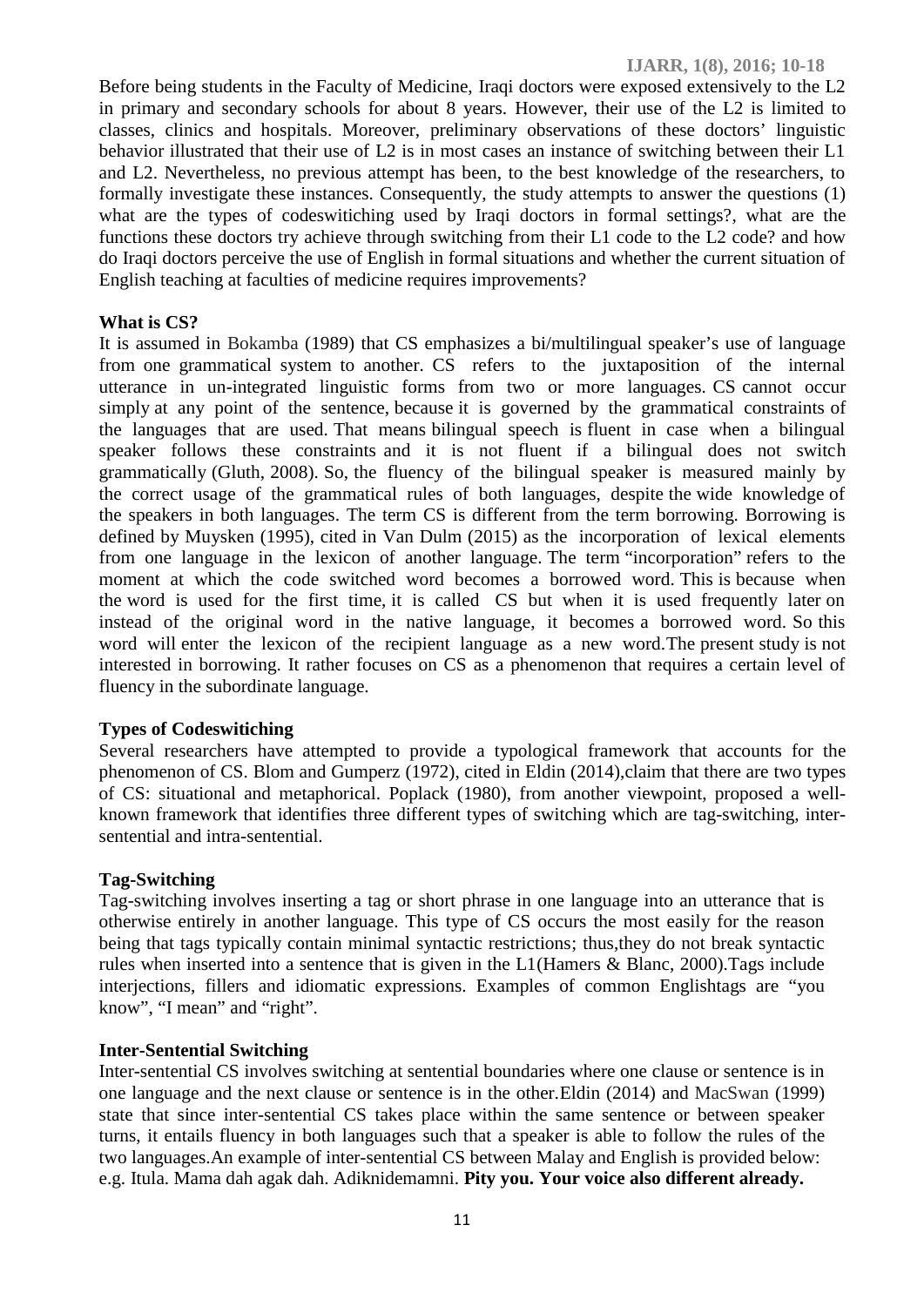Before being students in the Faculty of Medicine, Iraqi doctors were exposed extensively to the L2 in primary and secondary schools for about 8 years. However, their use of the L2 is limited to classes, clinics and hospitals. Moreover, preliminary observations of these doctors' linguistic behavior illustrated that their use of L2 is in most cases an instance of switching between their L1 and L2. Nevertheless, no previous attempt has been, to the best knowledge of the researchers, to formally investigate these instances. Consequently, the study attempts to answer the questions (1) what are the types of codeswitiching used by Iraqi doctors in formal settings?, what are the functions these doctors try achieve through switching from their L1 code to the L2 code? and how do Iraqi doctors perceive the use of English in formal situations and whether the current situation of English teaching at faculties of medicine requires improvements?

### What is CS?

It is assumed in Bokamba (1989) that CS emphasizes a bi/multilingual speaker's use of language from one grammatical system to another. CS refers to the juxtaposition of the internal utterance in un-integrated linguistic forms from two or more languages. CS cannot occur simply at any point of the sentence, because it is governed by the grammatical constraints of the languages that are used. That means bilingual speech is fluent in case when a bilingual speaker follows these constraints and it is not fluent if a bilingual does not switch grammatically (Gluth, 2008). So, the fluency of the bilingual speaker is measured mainly by the correct usage of the grammatical rules of both languages, despite the wide knowledge of the speakers in both languages. The term CS is different from the term borrowing. Borrowing is defined by Muysken (1995), cited in Van Dulm (2015) as the incorporation of lexical elements from one language in the lexicon of another language. The term "incorporation" refers to the moment at which the code switched word becomes a borrowed word. This is because when the word is used for the first time, it is called CS but when it is used frequently later on instead of the original word in the native language, it becomes a borrowed word. So this word will enter the lexicon of the recipient language as a new word.The present study is not interested in borrowing. It rather focuses on CS as a phenomenon that requires a certain level of fluency in the subordinate language.

### Types of Codeswitiching

Several researchers have attempted to provide a typological framework that accounts for the phenomenon of CS. Blom and Gumperz (1972), cited in Eldin (2014),claim that there are two types of CS: situational and metaphorical. Poplack (1980), from another viewpoint, proposed a well-known framework that identifies three different types of switching which are tag-switching, inter-sentential and intra-sentential.

### Tag-Switching

Tag-switching involves inserting a tag or short phrase in one language into an utterance that is otherwise entirely in another language. This type of CS occurs the most easily for the reason being that tags typically contain minimal syntactic restrictions; thus,they do not break syntactic rules when inserted into a sentence that is given in the L1(Hamers & Blanc, 2000).Tags include interjections, fillers and idiomatic expressions. Examples of common Englishtags are "you know", "I mean" and "right".

### Inter-Sentential Switching

Inter-sentential CS involves switching at sentential boundaries where one clause or sentence is in one language and the next clause or sentence is in the other.Eldin (2014) and MacSwan (1999) state that since inter-sentential CS takes place within the same sentence or between speaker turns, it entails fluency in both languages such that a speaker is able to follow the rules of the two languages.An example of inter-sentential CS between Malay and English is provided below:
e.g. Itula. Mama dah agak dah. Adiknidemamni. **Pity you. Your voice also different already.**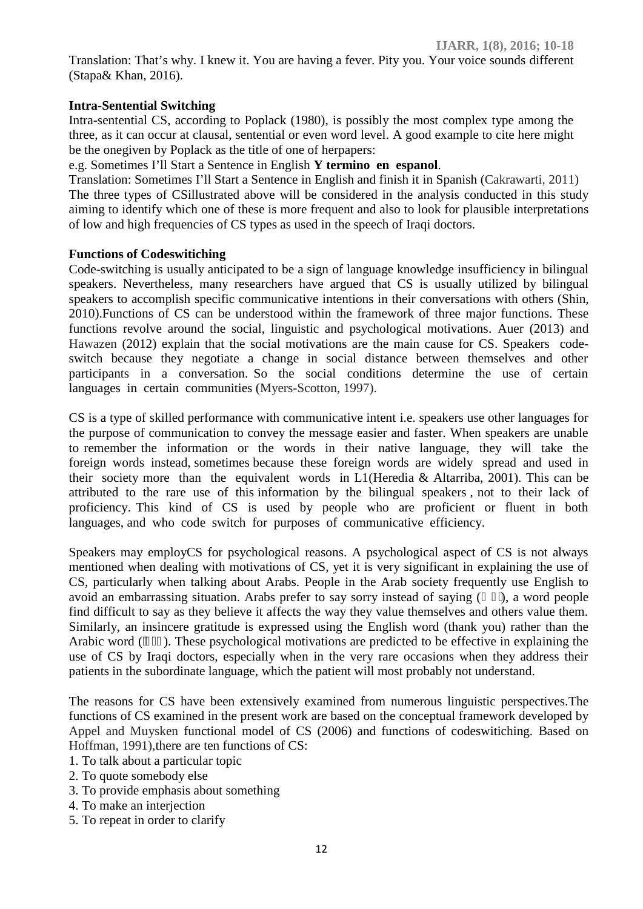Translation: That's why. I knew it. You are having a fever. Pity you. Your voice sounds different (Stapa& Khan, 2016).

**Intra-Sentential Switching**

Intra-sentential CS, according to Poplack (1980), is possibly the most complex type among the three, as it can occur at clausal, sentential or even word level. A good example to cite here might be the onegiven by Poplack as the title of one of herpapers:

e.g. Sometimes I'll Start a Sentence in English **Y termino en espanol**.

Translation: Sometimes I'll Start a Sentence in English and finish it in Spanish (Cakrawarti, 2011)

The three types of CSillustrated above will be considered in the analysis conducted in this study aiming to identify which one of these is more frequent and also to look for plausible interpretations of low and high frequencies of CS types as used in the speech of Iraqi doctors.

**Functions of Codeswitiching**

Code-switching is usually anticipated to be a sign of language knowledge insufficiency in bilingual speakers. Nevertheless, many researchers have argued that CS is usually utilized by bilingual speakers to accomplish specific communicative intentions in their conversations with others (Shin, 2010).Functions of CS can be understood within the framework of three major functions. These functions revolve around the social, linguistic and psychological motivations. Auer (2013) and Hawazen (2012) explain that the social motivations are the main cause for CS. Speakers code-switch because they negotiate a change in social distance between themselves and other participants in a conversation. So the social conditions determine the use of certain languages in certain communities (Myers-Scotton, 1997).

CS is a type of skilled performance with communicative intent i.e. speakers use other languages for the purpose of communication to convey the message easier and faster. When speakers are unable to remember the information or the words in their native language, they will take the foreign words instead, sometimes because these foreign words are widely spread and used in their society more than the equivalent words in L1(Heredia & Altarriba, 2001). This can be attributed to the rare use of this information by the bilingual speakers , not to their lack of proficiency. This kind of CS is used by people who are proficient or fluent in both languages, and who code switch for purposes of communicative efficiency.

Speakers may employCS for psychological reasons. A psychological aspect of CS is not always mentioned when dealing with motivations of CS, yet it is very significant in explaining the use of CS, particularly when talking about Arabs. People in the Arab society frequently use English to avoid an embarrassing situation. Arabs prefer to say sorry instead of saying ( ), a word people find difficult to say as they believe it affects the way they value themselves and others value them. Similarly, an insincere gratitude is expressed using the English word (thank you) rather than the Arabic word ( ). These psychological motivations are predicted to be effective in explaining the use of CS by Iraqi doctors, especially when in the very rare occasions when they address their patients in the subordinate language, which the patient will most probably not understand.

The reasons for CS have been extensively examined from numerous linguistic perspectives.The functions of CS examined in the present work are based on the conceptual framework developed by Appel and Muysken functional model of CS (2006) and functions of codeswitiching. Based on Hoffman, 1991),there are ten functions of CS:

1. To talk about a particular topic
2. To quote somebody else
3. To provide emphasis about something
4. To make an interjection
5. To repeat in order to clarify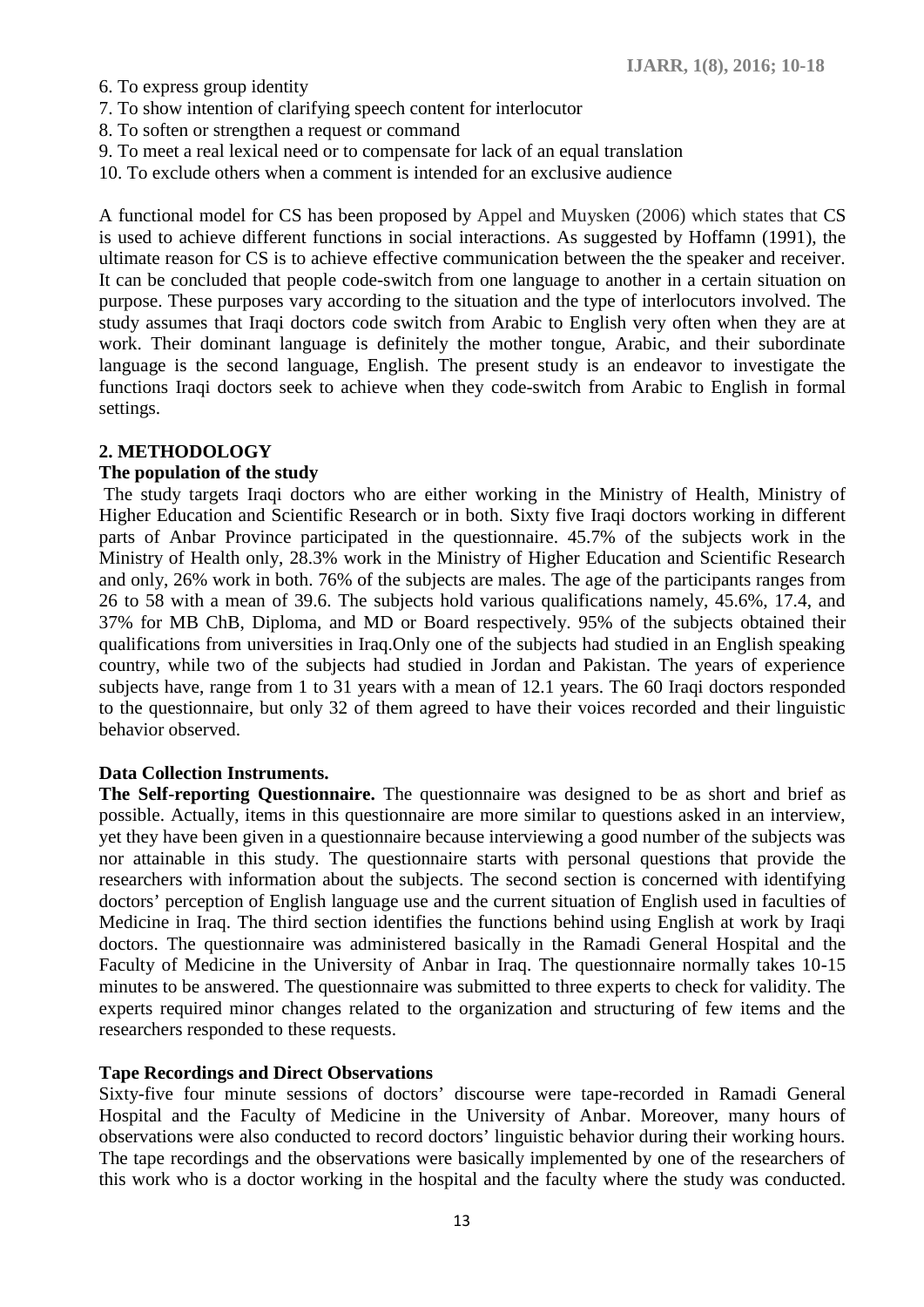6. To express group identity
7. To show intention of clarifying speech content for interlocutor
8. To soften or strengthen a request or command
9. To meet a real lexical need or to compensate for lack of an equal translation
10. To exclude others when a comment is intended for an exclusive audience

A functional model for CS has been proposed by Appel and Muysken (2006) which states that CS is used to achieve different functions in social interactions. As suggested by Hoffamn (1991), the ultimate reason for CS is to achieve effective communication between the the speaker and receiver. It can be concluded that people code-switch from one language to another in a certain situation on purpose. These purposes vary according to the situation and the type of interlocutors involved. The study assumes that Iraqi doctors code switch from Arabic to English very often when they are at work. Their dominant language is definitely the mother tongue, Arabic, and their subordinate language is the second language, English. The present study is an endeavor to investigate the functions Iraqi doctors seek to achieve when they code-switch from Arabic to English in formal settings.

## 2. METHODOLOGY

### The population of the study

The study targets Iraqi doctors who are either working in the Ministry of Health, Ministry of Higher Education and Scientific Research or in both. Sixty five Iraqi doctors working in different parts of Anbar Province participated in the questionnaire. 45.7% of the subjects work in the Ministry of Health only, 28.3% work in the Ministry of Higher Education and Scientific Research and only, 26% work in both. 76% of the subjects are males. The age of the participants ranges from 26 to 58 with a mean of 39.6. The subjects hold various qualifications namely, 45.6%, 17.4, and 37% for MB ChB, Diploma, and MD or Board respectively. 95% of the subjects obtained their qualifications from universities in Iraq.Only one of the subjects had studied in an English speaking country, while two of the subjects had studied in Jordan and Pakistan. The years of experience subjects have, range from 1 to 31 years with a mean of 12.1 years. The 60 Iraqi doctors responded to the questionnaire, but only 32 of them agreed to have their voices recorded and their linguistic behavior observed.

### Data Collection Instruments.

**The Self-reporting Questionnaire.** The questionnaire was designed to be as short and brief as possible. Actually, items in this questionnaire are more similar to questions asked in an interview, yet they have been given in a questionnaire because interviewing a good number of the subjects was nor attainable in this study. The questionnaire starts with personal questions that provide the researchers with information about the subjects. The second section is concerned with identifying doctors' perception of English language use and the current situation of English used in faculties of Medicine in Iraq. The third section identifies the functions behind using English at work by Iraqi doctors. The questionnaire was administered basically in the Ramadi General Hospital and the Faculty of Medicine in the University of Anbar in Iraq. The questionnaire normally takes 10-15 minutes to be answered. The questionnaire was submitted to three experts to check for validity. The experts required minor changes related to the organization and structuring of few items and the researchers responded to these requests.

### Tape Recordings and Direct Observations

Sixty-five four minute sessions of doctors' discourse were tape-recorded in Ramadi General Hospital and the Faculty of Medicine in the University of Anbar. Moreover, many hours of observations were also conducted to record doctors' linguistic behavior during their working hours. The tape recordings and the observations were basically implemented by one of the researchers of this work who is a doctor working in the hospital and the faculty where the study was conducted.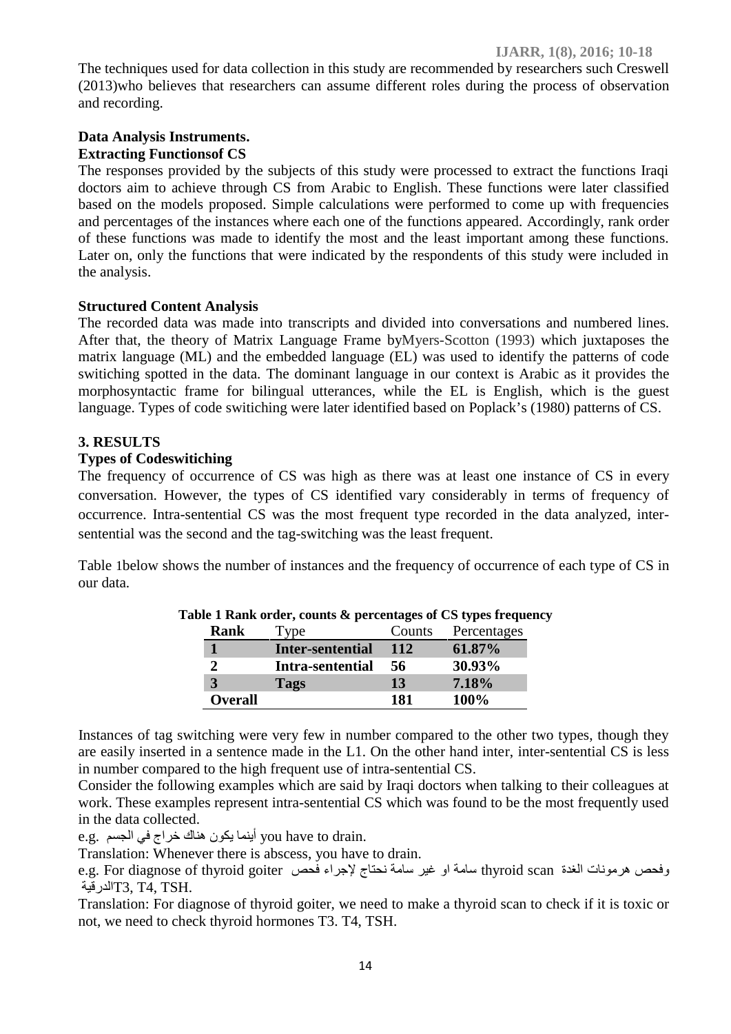The techniques used for data collection in this study are recommended by researchers such Creswell (2013)who believes that researchers can assume different roles during the process of observation and recording.

**Data Analysis Instruments.**

**Extracting Functionsof CS**

The responses provided by the subjects of this study were processed to extract the functions Iraqi doctors aim to achieve through CS from Arabic to English. These functions were later classified based on the models proposed. Simple calculations were performed to come up with frequencies and percentages of the instances where each one of the functions appeared. Accordingly, rank order of these functions was made to identify the most and the least important among these functions. Later on, only the functions that were indicated by the respondents of this study were included in the analysis.

**Structured Content Analysis**

The recorded data was made into transcripts and divided into conversations and numbered lines. After that, the theory of Matrix Language Frame byMyers-Scotton (1993) which juxtaposes the matrix language (ML) and the embedded language (EL) was used to identify the patterns of code switching spotted in the data. The dominant language in our context is Arabic as it provides the morphosyntactic frame for bilingual utterances, while the EL is English, which is the guest language. Types of code switching were later identified based on Poplack's (1980) patterns of CS.

## 3. RESULTS

**Types of Codeswitiching**

The frequency of occurrence of CS was high as there was at least one instance of CS in every conversation. However, the types of CS identified vary considerably in terms of frequency of occurrence. Intra-sentential CS was the most frequent type recorded in the data analyzed, inter-sentential was the second and the tag-switching was the least frequent.

Table 1below shows the number of instances and the frequency of occurrence of each type of CS in our data.

**Table 1 Rank order, counts & percentages of CS types frequency**

| Rank | Type | Counts | Percentages |
|---|---|---|---|
| **1** | **Inter-sentential** | **112** | **61.87%** |
| **2** | **Intra-sentential** | **56** | **30.93%** |
| **3** | **Tags** | **13** | **7.18%** |
| **Overall** | | **181** | **100%** |

Instances of tag switching were very few in number compared to the other two types, though they are easily inserted in a sentence made in the L1. On the other hand inter, inter-sentential CS is less in number compared to the high frequent use of intra-sentential CS.

Consider the following examples which are said by Iraqi doctors when talking to their colleagues at work. These examples represent intra-sentential CS which was found to be the most frequently used in the data collected.

e.g. أينما يكون هناك خراج في الجسم you have to drain.

Translation: Whenever there is abscess, you have to drain.

e.g. For diagnose of thyroid goiter سامة او غير سامة نحتاج لإجراء فحص thyroid scan وفحص هرمونات الغدة الدرقية T3, T4, TSH.

Translation: For diagnose of thyroid goiter, we need to make a thyroid scan to check if it is toxic or not, we need to check thyroid hormones T3. T4, TSH.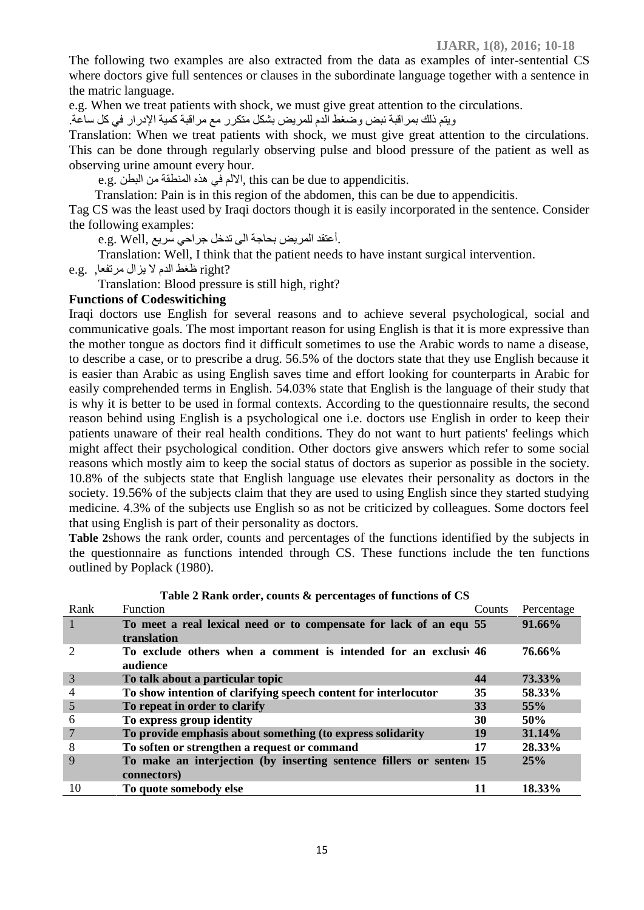The following two examples are also extracted from the data as examples of inter-sentential CS where doctors give full sentences or clauses in the subordinate language together with a sentence in the matric language.

e.g. When we treat patients with shock, we must give great attention to the circulations.

ويتم ذلك بمراقبة نبض وضغط الدم للمريض بشكل متكرر مع مراقبة كمية الإدرار في كل ساعة.

Translation: When we treat patients with shock, we must give great attention to the circulations. This can be done through regularly observing pulse and blood pressure of the patient as well as observing urine amount every hour.

e.g. الالم في هذه المنطقة من البطن, this can be due to appendicitis.

Translation: Pain is in this region of the abdomen, this can be due to appendicitis.

Tag CS was the least used by Iraqi doctors though it is easily incorporated in the sentence. Consider the following examples:

e.g. Well, أعتقد المريض بحاجة الى تدخل جراحي سريع.

Translation: Well, I think that the patient needs to have instant surgical intervention.

e.g. ضغط الدم لا يزال مرتفعا, right?

Translation: Blood pressure is still high, right?

**Functions of Codeswitiching**

Iraqi doctors use English for several reasons and to achieve several psychological, social and communicative goals. The most important reason for using English is that it is more expressive than the mother tongue as doctors find it difficult sometimes to use the Arabic words to name a disease, to describe a case, or to prescribe a drug. 56.5% of the doctors state that they use English because it is easier than Arabic as using English saves time and effort looking for counterparts in Arabic for easily comprehended terms in English. 54.03% state that English is the language of their study that is why it is better to be used in formal contexts. According to the questionnaire results, the second reason behind using English is a psychological one i.e. doctors use English in order to keep their patients unaware of their real health conditions. They do not want to hurt patients' feelings which might affect their psychological condition. Other doctors give answers which refer to some social reasons which mostly aim to keep the social status of doctors as superior as possible in the society. 10.8% of the subjects state that English language use elevates their personality as doctors in the society. 19.56% of the subjects claim that they are used to using English since they started studying medicine. 4.3% of the subjects use English so as not be criticized by colleagues. Some doctors feel that using English is part of their personality as doctors.

**Table 2**shows the rank order, counts and percentages of the functions identified by the subjects in the questionnaire as functions intended through CS. These functions include the ten functions outlined by Poplack (1980).

**Table 2 Rank order, counts & percentages of functions of CS**

| Rank | Function | Counts | Percentage |
|---|---|---|---|
| 1 | **To meet a real lexical need or to compensate for lack of an equ translation** | **55** | **91.66%** |
| 2 | **To exclude others when a comment is intended for an exclusiv audience** | **46** | **76.66%** |
| 3 | **To talk about a particular topic** | **44** | **73.33%** |
| 4 | **To show intention of clarifying speech content for interlocutor** | **35** | **58.33%** |
| 5 | **To repeat in order to clarify** | **33** | **55%** |
| 6 | **To express group identity** | **30** | **50%** |
| 7 | **To provide emphasis about something (to express solidarity** | **19** | **31.14%** |
| 8 | **To soften or strengthen a request or command** | **17** | **28.33%** |
| 9 | **To make an interjection (by inserting sentence fillers or senten connectors)** | **15** | **25%** |
| 10 | **To quote somebody else** | **11** | **18.33%** |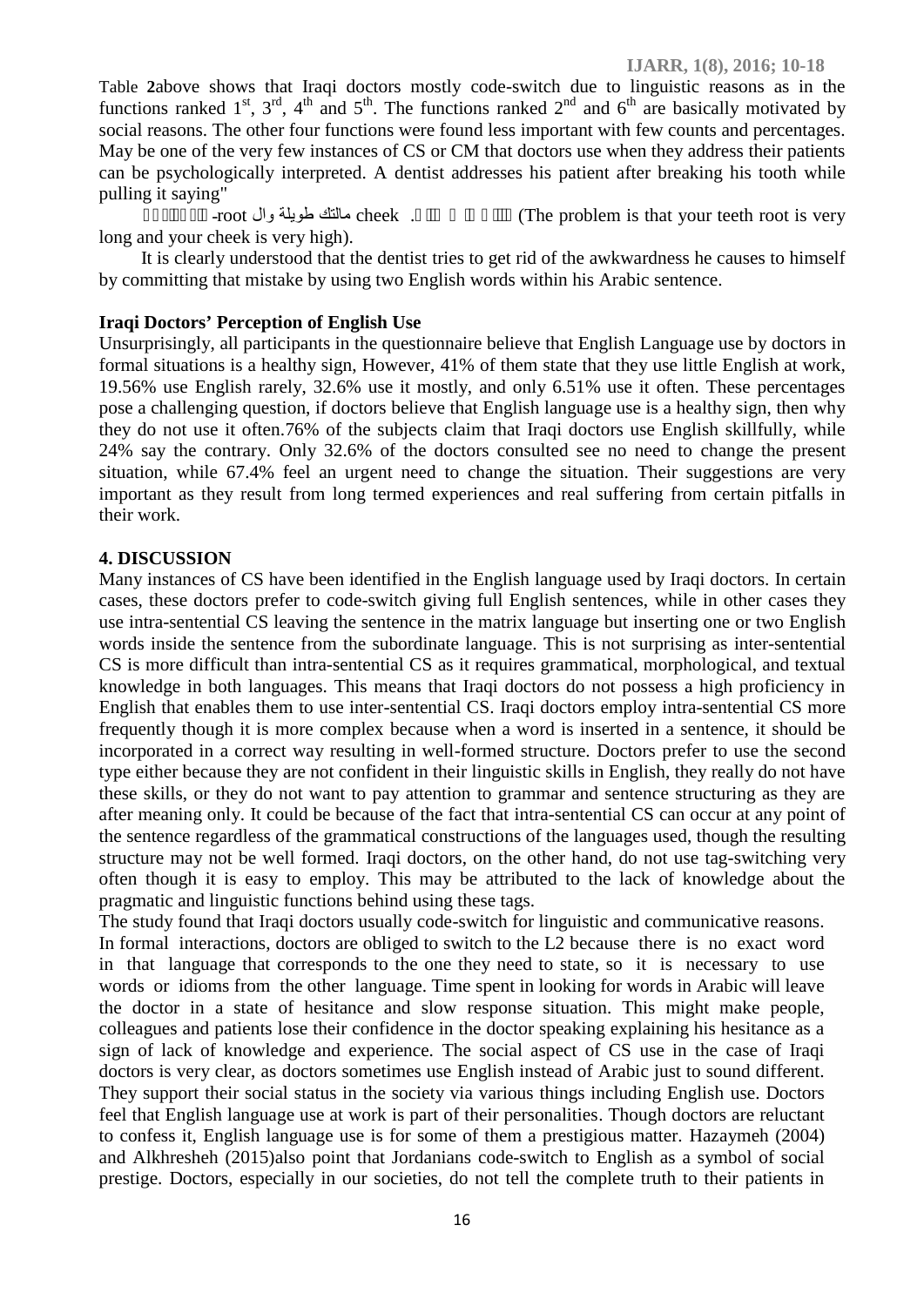Table **2**above shows that Iraqi doctors mostly code-switch due to linguistic reasons as in the functions ranked 1st, 3rd, 4th and 5th. The functions ranked 2nd and 6th are basically motivated by social reasons. The other four functions were found less important with few counts and percentages. May be one of the very few instances of CS or CM that doctors use when they address their patients can be psychologically interpreted. A dentist addresses his patient after breaking his tooth while pulling it saying"

 -root مالتك طويلة وال cheek . (The problem is that your teeth root is very long and your cheek is very high).

It is clearly understood that the dentist tries to get rid of the awkwardness he causes to himself by committing that mistake by using two English words within his Arabic sentence.

### Iraqi Doctors' Perception of English Use

Unsurprisingly, all participants in the questionnaire believe that English Language use by doctors in formal situations is a healthy sign, However, 41% of them state that they use little English at work, 19.56% use English rarely, 32.6% use it mostly, and only 6.51% use it often. These percentages pose a challenging question, if doctors believe that English language use is a healthy sign, then why they do not use it often.76% of the subjects claim that Iraqi doctors use English skillfully, while 24% say the contrary. Only 32.6% of the doctors consulted see no need to change the present situation, while 67.4% feel an urgent need to change the situation. Their suggestions are very important as they result from long termed experiences and real suffering from certain pitfalls in their work.

## 4. DISCUSSION

Many instances of CS have been identified in the English language used by Iraqi doctors. In certain cases, these doctors prefer to code-switch giving full English sentences, while in other cases they use intra-sentential CS leaving the sentence in the matrix language but inserting one or two English words inside the sentence from the subordinate language. This is not surprising as inter-sentential CS is more difficult than intra-sentential CS as it requires grammatical, morphological, and textual knowledge in both languages. This means that Iraqi doctors do not possess a high proficiency in English that enables them to use inter-sentential CS. Iraqi doctors employ intra-sentential CS more frequently though it is more complex because when a word is inserted in a sentence, it should be incorporated in a correct way resulting in well-formed structure. Doctors prefer to use the second type either because they are not confident in their linguistic skills in English, they really do not have these skills, or they do not want to pay attention to grammar and sentence structuring as they are after meaning only. It could be because of the fact that intra-sentential CS can occur at any point of the sentence regardless of the grammatical constructions of the languages used, though the resulting structure may not be well formed. Iraqi doctors, on the other hand, do not use tag-switching very often though it is easy to employ. This may be attributed to the lack of knowledge about the pragmatic and linguistic functions behind using these tags.

The study found that Iraqi doctors usually code-switch for linguistic and communicative reasons. In formal interactions, doctors are obliged to switch to the L2 because there is no exact word in that language that corresponds to the one they need to state, so it is necessary to use words or idioms from the other language. Time spent in looking for words in Arabic will leave the doctor in a state of hesitance and slow response situation. This might make people, colleagues and patients lose their confidence in the doctor speaking explaining his hesitance as a sign of lack of knowledge and experience. The social aspect of CS use in the case of Iraqi doctors is very clear, as doctors sometimes use English instead of Arabic just to sound different. They support their social status in the society via various things including English use. Doctors feel that English language use at work is part of their personalities. Though doctors are reluctant to confess it, English language use is for some of them a prestigious matter. Hazaymeh (2004) and Alkhresheh (2015)also point that Jordanians code-switch to English as a symbol of social prestige. Doctors, especially in our societies, do not tell the complete truth to their patients in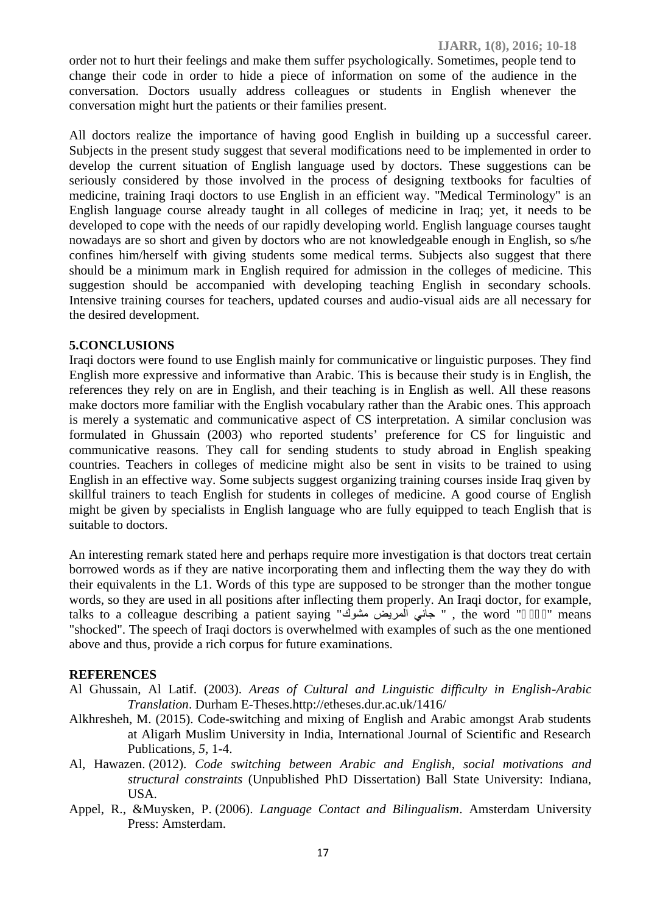order not to hurt their feelings and make them suffer psychologically. Sometimes, people tend to change their code in order to hide a piece of information on some of the audience in the conversation. Doctors usually address colleagues or students in English whenever the conversation might hurt the patients or their families present.

All doctors realize the importance of having good English in building up a successful career. Subjects in the present study suggest that several modifications need to be implemented in order to develop the current situation of English language used by doctors. These suggestions can be seriously considered by those involved in the process of designing textbooks for faculties of medicine, training Iraqi doctors to use English in an efficient way. "Medical Terminology" is an English language course already taught in all colleges of medicine in Iraq; yet, it needs to be developed to cope with the needs of our rapidly developing world. English language courses taught nowadays are so short and given by doctors who are not knowledgeable enough in English, so s/he confines him/herself with giving students some medical terms. Subjects also suggest that there should be a minimum mark in English required for admission in the colleges of medicine. This suggestion should be accompanied with developing teaching English in secondary schools. Intensive training courses for teachers, updated courses and audio-visual aids are all necessary for the desired development.

## 5.CONCLUSIONS

Iraqi doctors were found to use English mainly for communicative or linguistic purposes. They find English more expressive and informative than Arabic. This is because their study is in English, the references they rely on are in English, and their teaching is in English as well. All these reasons make doctors more familiar with the English vocabulary rather than the Arabic ones. This approach is merely a systematic and communicative aspect of CS interpretation. A similar conclusion was formulated in Ghussain (2003) who reported students' preference for CS for linguistic and communicative reasons. They call for sending students to study abroad in English speaking countries. Teachers in colleges of medicine might also be sent in visits to be trained to using English in an effective way. Some subjects suggest organizing training courses inside Iraq given by skillful trainers to teach English for students in colleges of medicine. A good course of English might be given by specialists in English language who are fully equipped to teach English that is suitable to doctors.

An interesting remark stated here and perhaps require more investigation is that doctors treat certain borrowed words as if they are native incorporating them and inflecting them the way they do with their equivalents in the L1. Words of this type are supposed to be stronger than the mother tongue words, so they are used in all positions after inflecting them properly. An Iraqi doctor, for example, talks to a colleague describing a patient saying "جاني المريض مشوك " , the word "مشوك" means "shocked". The speech of Iraqi doctors is overwhelmed with examples of such as the one mentioned above and thus, provide a rich corpus for future examinations.

## REFERENCES

Al Ghussain, Al Latif. (2003). *Areas of Cultural and Linguistic difficulty in English-Arabic Translation*. Durham E-Theses.http://etheses.dur.ac.uk/1416/

Alkhresheh, M. (2015). Code-switching and mixing of English and Arabic amongst Arab students at Aligarh Muslim University in India, International Journal of Scientific and Research Publications, *5*, 1-4.

Al, Hawazen. (2012). *Code switching between Arabic and English, social motivations and structural constraints* (Unpublished PhD Dissertation) Ball State University: Indiana, USA.

Appel, R., &Muysken, P. (2006). *Language Contact and Bilingualism*. Amsterdam University Press: Amsterdam.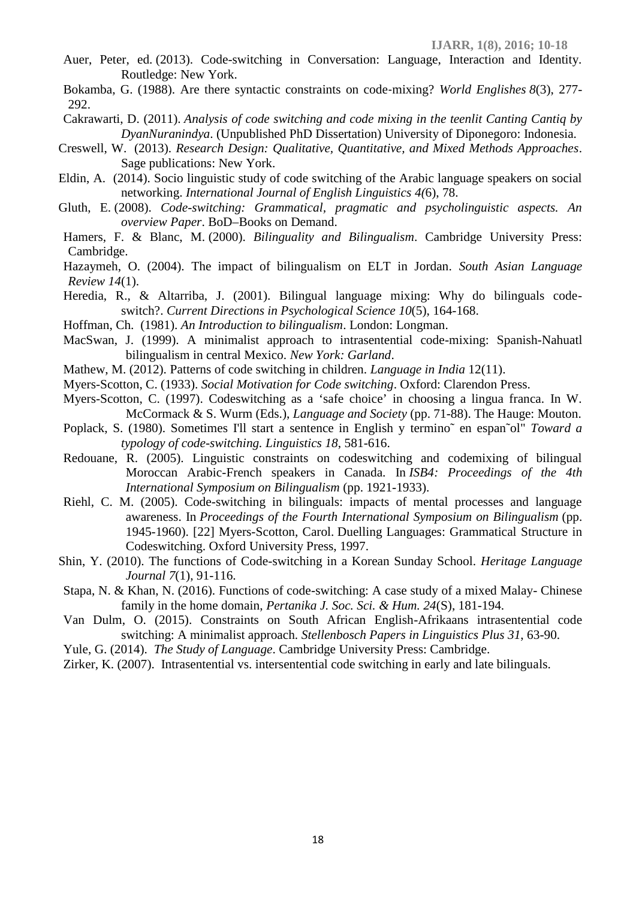Auer, Peter, ed. (2013). Code-switching in Conversation: Language, Interaction and Identity. Routledge: New York.

Bokamba, G. (1988). Are there syntactic constraints on code-mixing? *World Englishes 8*(3), 277-292.

Cakrawarti, D. (2011). *Analysis of code switching and code mixing in the teenlit Canting Cantiq by DyanNuranindya*. (Unpublished PhD Dissertation) University of Diponegoro: Indonesia.

Creswell, W. (2013). *Research Design: Qualitative, Quantitative, and Mixed Methods Approaches*. Sage publications: New York.

Eldin, A. (2014). Socio linguistic study of code switching of the Arabic language speakers on social networking. *International Journal of English Linguistics 4(*6), 78.

Gluth, E. (2008). *Code-switching: Grammatical, pragmatic and psycholinguistic aspects. An overview Paper*. BoD–Books on Demand.

Hamers, F. & Blanc, M. (2000). *Bilinguality and Bilingualism*. Cambridge University Press: Cambridge.

Hazaymeh, O. (2004). The impact of bilingualism on ELT in Jordan. *South Asian Language Review 14*(1).

Heredia, R., & Altarriba, J. (2001). Bilingual language mixing: Why do bilinguals code-switch?. *Current Directions in Psychological Science 10*(5), 164-168.

Hoffman, Ch. (1981). *An Introduction to bilingualism*. London: Longman.

MacSwan, J. (1999). A minimalist approach to intrasentential code-mixing: Spanish-Nahuatl bilingualism in central Mexico. *New York: Garland*.

Mathew, M. (2012). Patterns of code switching in children. *Language in India* 12(11).

Myers-Scotton, C. (1933). *Social Motivation for Code switching*. Oxford: Clarendon Press.

Myers-Scotton, C. (1997). Codeswitching as a 'safe choice' in choosing a lingua franca. In W. McCormack & S. Wurm (Eds.), *Language and Society* (pp. 71-88). The Hauge: Mouton.

Poplack, S. (1980). Sometimes I'll start a sentence in English y termino˜ en espan˜ol" *Toward a typology of code-switching. Linguistics 18*, 581-616.

Redouane, R. (2005). Linguistic constraints on codeswitching and codemixing of bilingual Moroccan Arabic-French speakers in Canada. In *ISB4: Proceedings of the 4th International Symposium on Bilingualism* (pp. 1921-1933).

Riehl, C. M. (2005). Code-switching in bilinguals: impacts of mental processes and language awareness. In *Proceedings of the Fourth International Symposium on Bilingualism* (pp. 1945-1960). [22] Myers-Scotton, Carol. Duelling Languages: Grammatical Structure in Codeswitching. Oxford University Press, 1997.

Shin, Y. (2010). The functions of Code-switching in a Korean Sunday School. *Heritage Language Journal 7*(1), 91-116.

Stapa, N. & Khan, N. (2016). Functions of code-switching: A case study of a mixed Malay- Chinese family in the home domain, *Pertanika J. Soc. Sci. & Hum. 24*(S), 181-194.

Van Dulm, O. (2015). Constraints on South African English-Afrikaans intrasentential code switching: A minimalist approach. *Stellenbosch Papers in Linguistics Plus 31*, 63-90.

Yule, G. (2014). *The Study of Language*. Cambridge University Press: Cambridge.

Zirker, K. (2007). Intrasentential vs. intersentential code switching in early and late bilinguals.